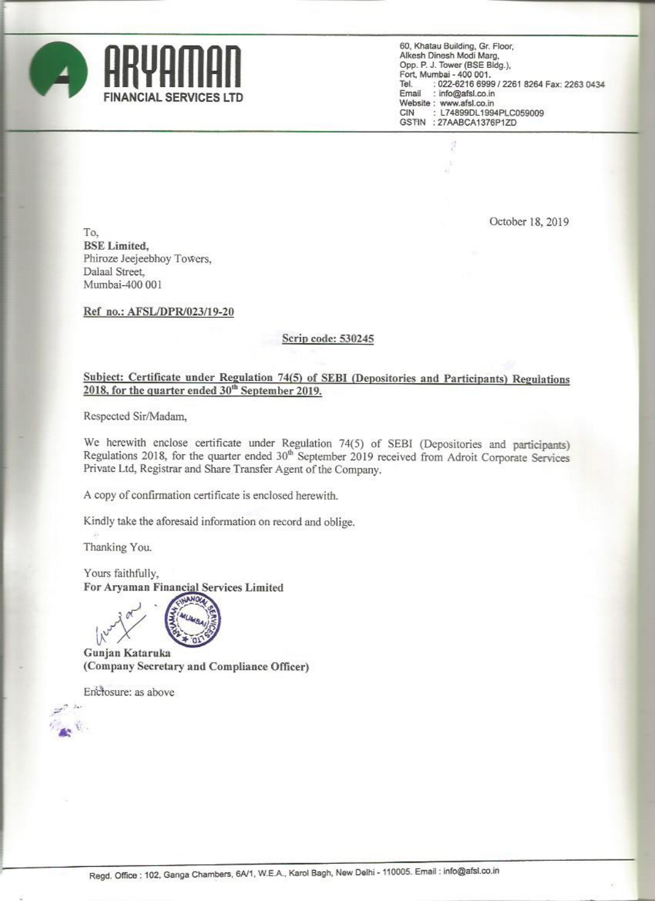# ARYAMAN
**FINANCIAL SERVICES LTD**

60, Khatau Building, Gr. Floor,
Alkesh Dinesh Modi Marg,
Opp. P. J. Tower (BSE Bldg.),
Fort, Mumbai - 400 001.
Tel. : 022-6216 6999 / 2261 8264 Fax: 2263 0434
Email : info@afsl.co.in
Website : www.afsl.co.in
CIN : L74899DL1994PLC059009
GSTIN : 27AABCA1376P1ZD

October 18, 2019

To,
**BSE Limited,**
Phiroze Jeejeebhoy Towers,
Dalaal Street,
Mumbai-400 001

**Ref no.: AFSL/DPR/023/19-20**

**Scrip code: 530245**

**Subject: Certificate under Regulation 74(5) of SEBI (Depositories and Participants) Regulations 2018, for the quarter ended 30th September 2019.**

Respected Sir/Madam,

We herewith enclose certificate under Regulation 74(5) of SEBI (Depositories and participants) Regulations 2018, for the quarter ended 30th September 2019 received from Adroit Corporate Services Private Ltd, Registrar and Share Transfer Agent of the Company.

A copy of confirmation certificate is enclosed herewith.

Kindly take the aforesaid information on record and oblige.

Thanking You.

Yours faithfully,
**For Aryaman Financial Services Limited**

**Gunjan Kataruka**
**(Company Secretary and Compliance Officer)**

Enclosure: as above

Regd. Office : 102, Ganga Chambers, 6A/1, W.E.A., Karol Bagh, New Delhi - 110005. Email : info@afsl.co.in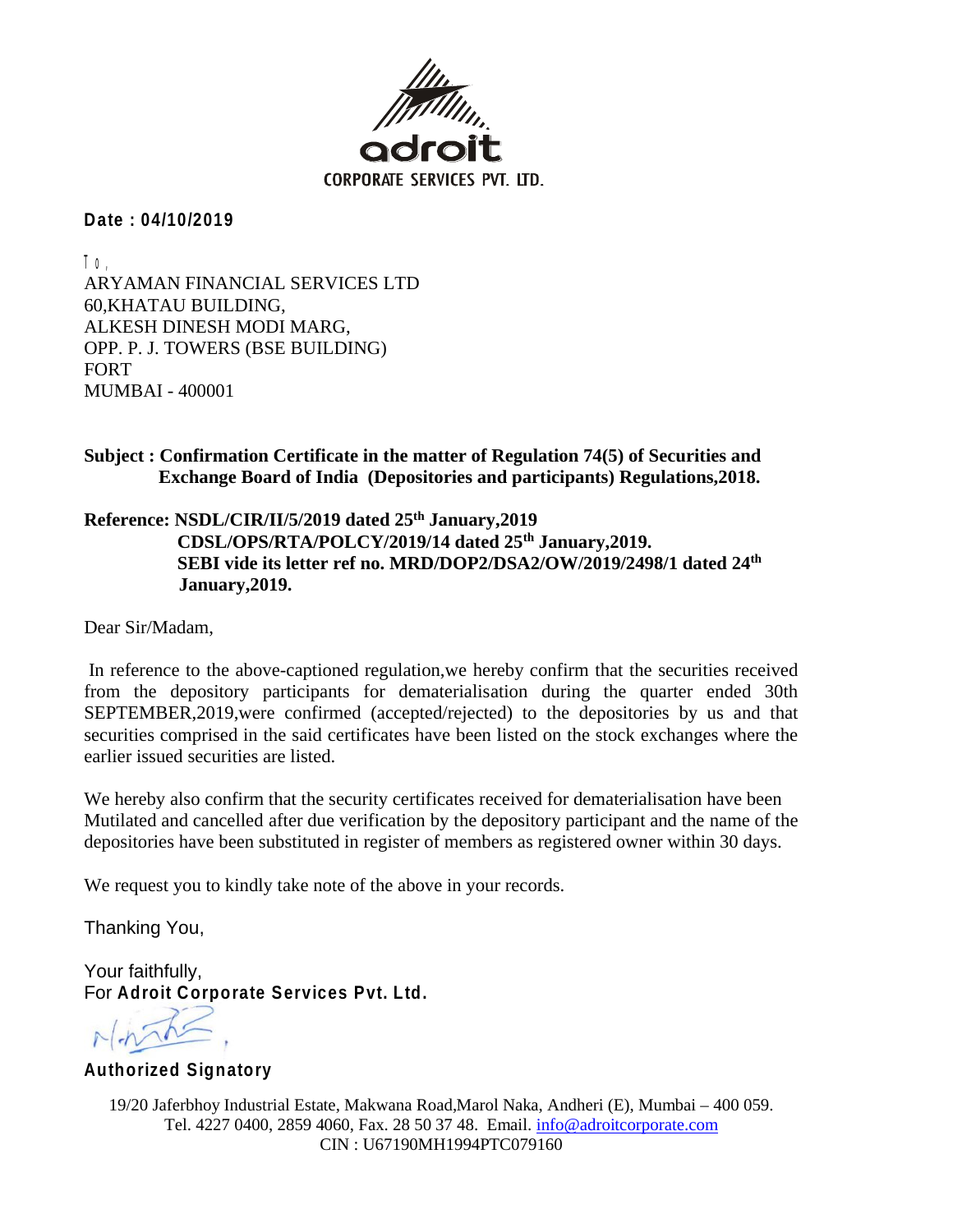adroit

CORPORATE SERVICES PVT. LTD.

**Date : 04/10/2019**

To,
ARYAMAN FINANCIAL SERVICES LTD
60,KHATAU BUILDING,
ALKESH DINESH MODI MARG,
OPP. P. J. TOWERS (BSE BUILDING)
FORT
MUMBAI - 400001

**Subject : Confirmation Certificate in the matter of Regulation 74(5) of Securities and Exchange Board of India (Depositories and participants) Regulations,2018.**

**Reference: NSDL/CIR/II/5/2019 dated 25th January,2019**
**CDSL/OPS/RTA/POLCY/2019/14 dated 25th January,2019.**
**SEBI vide its letter ref no. MRD/DOP2/DSA2/OW/2019/2498/1 dated 24th January,2019.**

Dear Sir/Madam,

In reference to the above-captioned regulation,we hereby confirm that the securities received from the depository participants for dematerialisation during the quarter ended 30th SEPTEMBER,2019,were confirmed (accepted/rejected) to the depositories by us and that securities comprised in the said certificates have been listed on the stock exchanges where the earlier issued securities are listed.

We hereby also confirm that the security certificates received for dematerialisation have been Mutilated and cancelled after due verification by the depository participant and the name of the depositories have been substituted in register of members as registered owner within 30 days.

We request you to kindly take note of the above in your records.

Thanking You,

Your faithfully,
For **Adroit Corporate Services Pvt. Ltd.**

**Authorized Signatory**

19/20 Jaferbhoy Industrial Estate, Makwana Road,Marol Naka, Andheri (E), Mumbai – 400 059.
Tel. 4227 0400, 2859 4060, Fax. 28 50 37 48. Email. info@adroitcorporate.com
CIN : U67190MH1994PTC079160